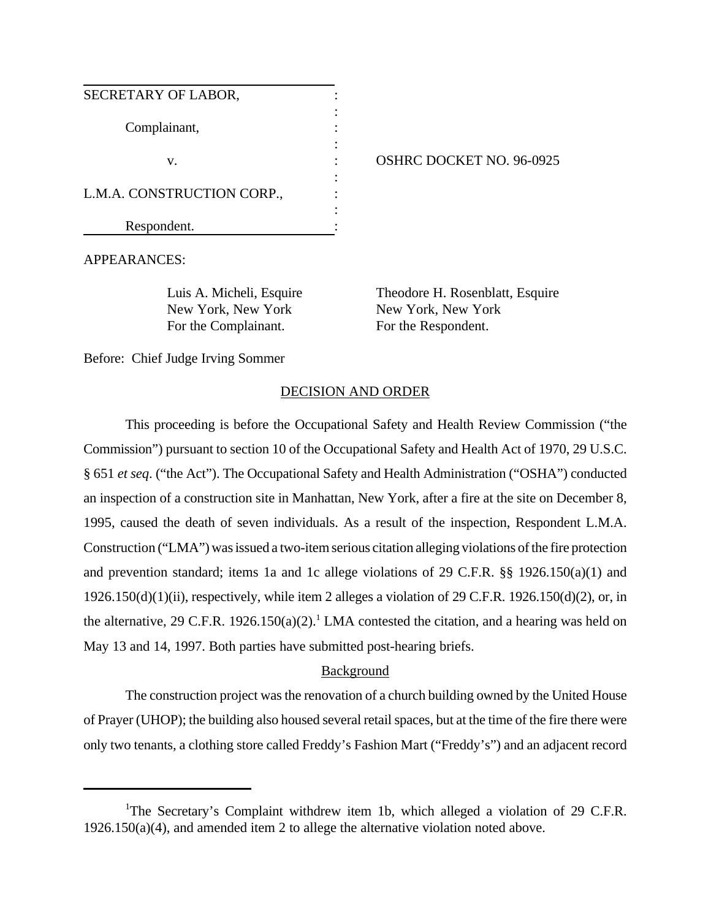| | | |
|---|---|---|
| SECRETARY OF LABOR, | : | |
| | : | |
| Complainant, | : | |
| | : | |
| v. | : | OSHRC DOCKET NO. 96-0925 |
| | : | |
| L.M.A. CONSTRUCTION CORP., | : | |
| | : | |
| Respondent. | : | |

APPEARANCES:

| | |
|---|---|
| Luis A. Micheli, Esquire | Theodore H. Rosenblatt, Esquire |
| New York, New York | New York, New York |
| For the Complainant. | For the Respondent. |

Before: Chief Judge Irving Sommer

## DECISION AND ORDER

This proceeding is before the Occupational Safety and Health Review Commission ("the Commission") pursuant to section 10 of the Occupational Safety and Health Act of 1970, 29 U.S.C. § 651 *et seq*. ("the Act"). The Occupational Safety and Health Administration ("OSHA") conducted an inspection of a construction site in Manhattan, New York, after a fire at the site on December 8, 1995, caused the death of seven individuals. As a result of the inspection, Respondent L.M.A. Construction ("LMA") was issued a two-item serious citation alleging violations of the fire protection and prevention standard; items 1a and 1c allege violations of 29 C.F.R. §§ 1926.150(a)(1) and 1926.150(d)(1)(ii), respectively, while item 2 alleges a violation of 29 C.F.R. 1926.150(d)(2), or, in the alternative, 29 C.F.R. 1926.150(a)(2).[1] LMA contested the citation, and a hearing was held on May 13 and 14, 1997. Both parties have submitted post-hearing briefs.

### Background

The construction project was the renovation of a church building owned by the United House of Prayer (UHOP); the building also housed several retail spaces, but at the time of the fire there were only two tenants, a clothing store called Freddy's Fashion Mart ("Freddy's") and an adjacent record

---

[1]The Secretary's Complaint withdrew item 1b, which alleged a violation of 29 C.F.R. 1926.150(a)(4), and amended item 2 to allege the alternative violation noted above.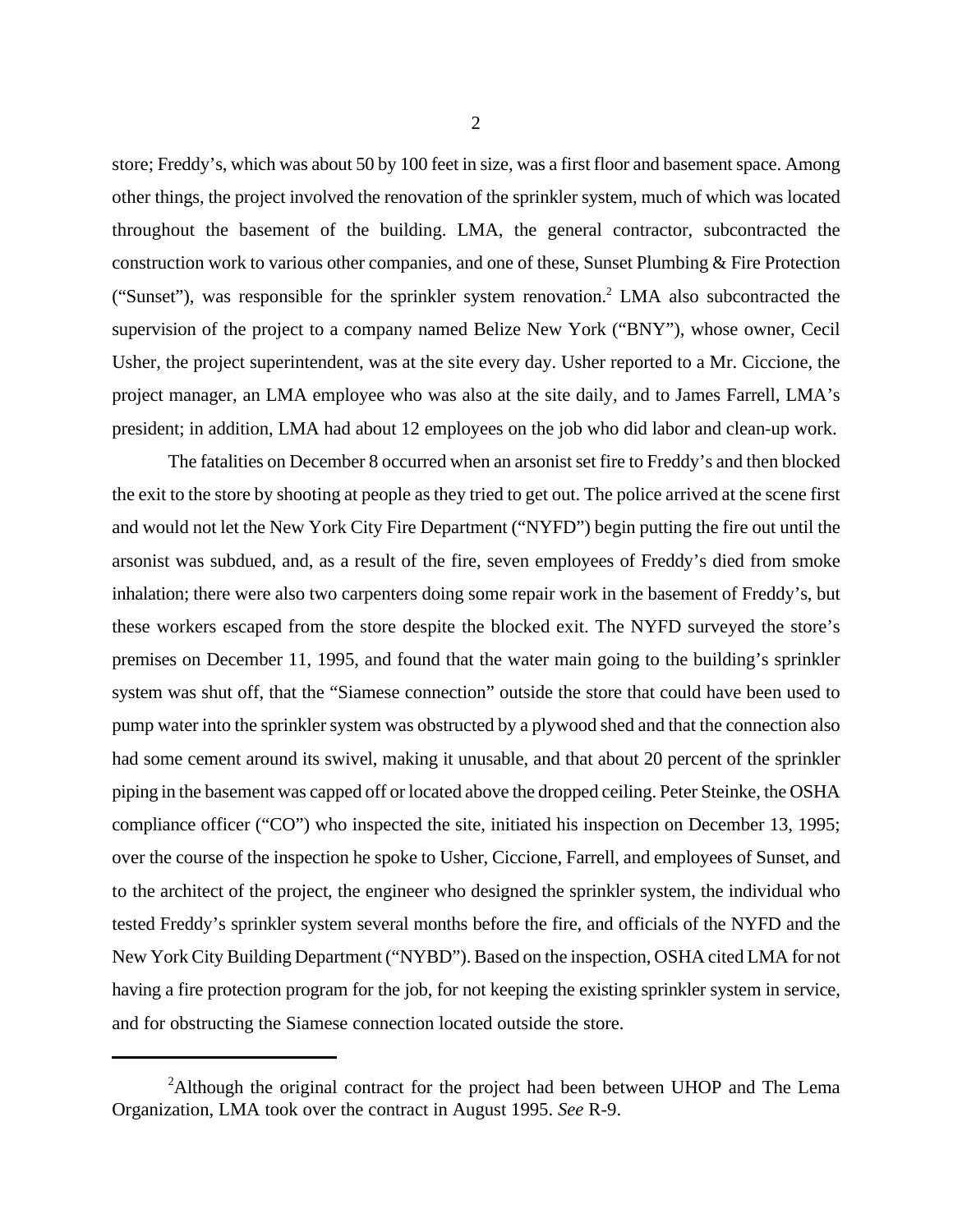store; Freddy's, which was about 50 by 100 feet in size, was a first floor and basement space. Among other things, the project involved the renovation of the sprinkler system, much of which was located throughout the basement of the building. LMA, the general contractor, subcontracted the construction work to various other companies, and one of these, Sunset Plumbing & Fire Protection ("Sunset"), was responsible for the sprinkler system renovation.[2] LMA also subcontracted the supervision of the project to a company named Belize New York ("BNY"), whose owner, Cecil Usher, the project superintendent, was at the site every day. Usher reported to a Mr. Ciccione, the project manager, an LMA employee who was also at the site daily, and to James Farrell, LMA's president; in addition, LMA had about 12 employees on the job who did labor and clean-up work.

The fatalities on December 8 occurred when an arsonist set fire to Freddy's and then blocked the exit to the store by shooting at people as they tried to get out. The police arrived at the scene first and would not let the New York City Fire Department ("NYFD") begin putting the fire out until the arsonist was subdued, and, as a result of the fire, seven employees of Freddy's died from smoke inhalation; there were also two carpenters doing some repair work in the basement of Freddy's, but these workers escaped from the store despite the blocked exit. The NYFD surveyed the store's premises on December 11, 1995, and found that the water main going to the building's sprinkler system was shut off, that the "Siamese connection" outside the store that could have been used to pump water into the sprinkler system was obstructed by a plywood shed and that the connection also had some cement around its swivel, making it unusable, and that about 20 percent of the sprinkler piping in the basement was capped off or located above the dropped ceiling. Peter Steinke, the OSHA compliance officer ("CO") who inspected the site, initiated his inspection on December 13, 1995; over the course of the inspection he spoke to Usher, Ciccione, Farrell, and employees of Sunset, and to the architect of the project, the engineer who designed the sprinkler system, the individual who tested Freddy's sprinkler system several months before the fire, and officials of the NYFD and the New York City Building Department ("NYBD"). Based on the inspection, OSHA cited LMA for not having a fire protection program for the job, for not keeping the existing sprinkler system in service, and for obstructing the Siamese connection located outside the store.

---

[2] Although the original contract for the project had been between UHOP and The Lema Organization, LMA took over the contract in August 1995. *See* R-9.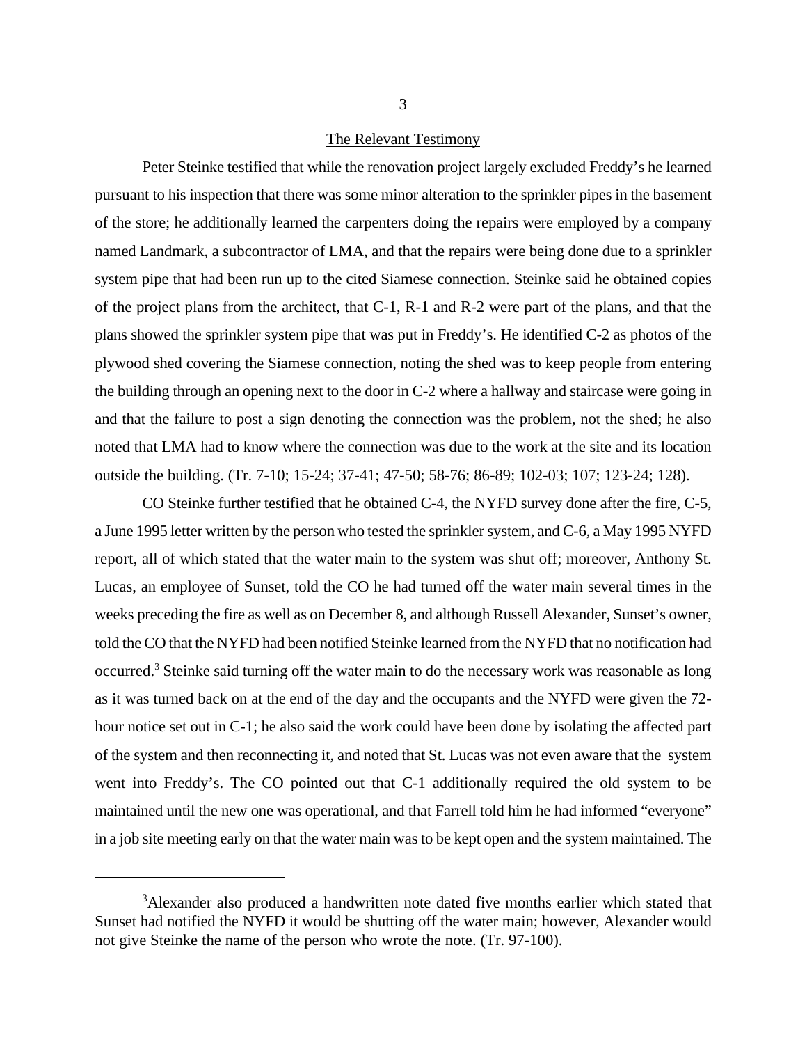## The Relevant Testimony

Peter Steinke testified that while the renovation project largely excluded Freddy's he learned pursuant to his inspection that there was some minor alteration to the sprinkler pipes in the basement of the store; he additionally learned the carpenters doing the repairs were employed by a company named Landmark, a subcontractor of LMA, and that the repairs were being done due to a sprinkler system pipe that had been run up to the cited Siamese connection. Steinke said he obtained copies of the project plans from the architect, that C-1, R-1 and R-2 were part of the plans, and that the plans showed the sprinkler system pipe that was put in Freddy's. He identified C-2 as photos of the plywood shed covering the Siamese connection, noting the shed was to keep people from entering the building through an opening next to the door in C-2 where a hallway and staircase were going in and that the failure to post a sign denoting the connection was the problem, not the shed; he also noted that LMA had to know where the connection was due to the work at the site and its location outside the building. (Tr. 7-10; 15-24; 37-41; 47-50; 58-76; 86-89; 102-03; 107; 123-24; 128).

CO Steinke further testified that he obtained C-4, the NYFD survey done after the fire, C-5, a June 1995 letter written by the person who tested the sprinkler system, and C-6, a May 1995 NYFD report, all of which stated that the water main to the system was shut off; moreover, Anthony St. Lucas, an employee of Sunset, told the CO he had turned off the water main several times in the weeks preceding the fire as well as on December 8, and although Russell Alexander, Sunset's owner, told the CO that the NYFD had been notified Steinke learned from the NYFD that no notification had occurred.[3] Steinke said turning off the water main to do the necessary work was reasonable as long as it was turned back on at the end of the day and the occupants and the NYFD were given the 72-hour notice set out in C-1; he also said the work could have been done by isolating the affected part of the system and then reconnecting it, and noted that St. Lucas was not even aware that the system went into Freddy's. The CO pointed out that C-1 additionally required the old system to be maintained until the new one was operational, and that Farrell told him he had informed "everyone" in a job site meeting early on that the water main was to be kept open and the system maintained. The

[3] Alexander also produced a handwritten note dated five months earlier which stated that Sunset had notified the NYFD it would be shutting off the water main; however, Alexander would not give Steinke the name of the person who wrote the note. (Tr. 97-100).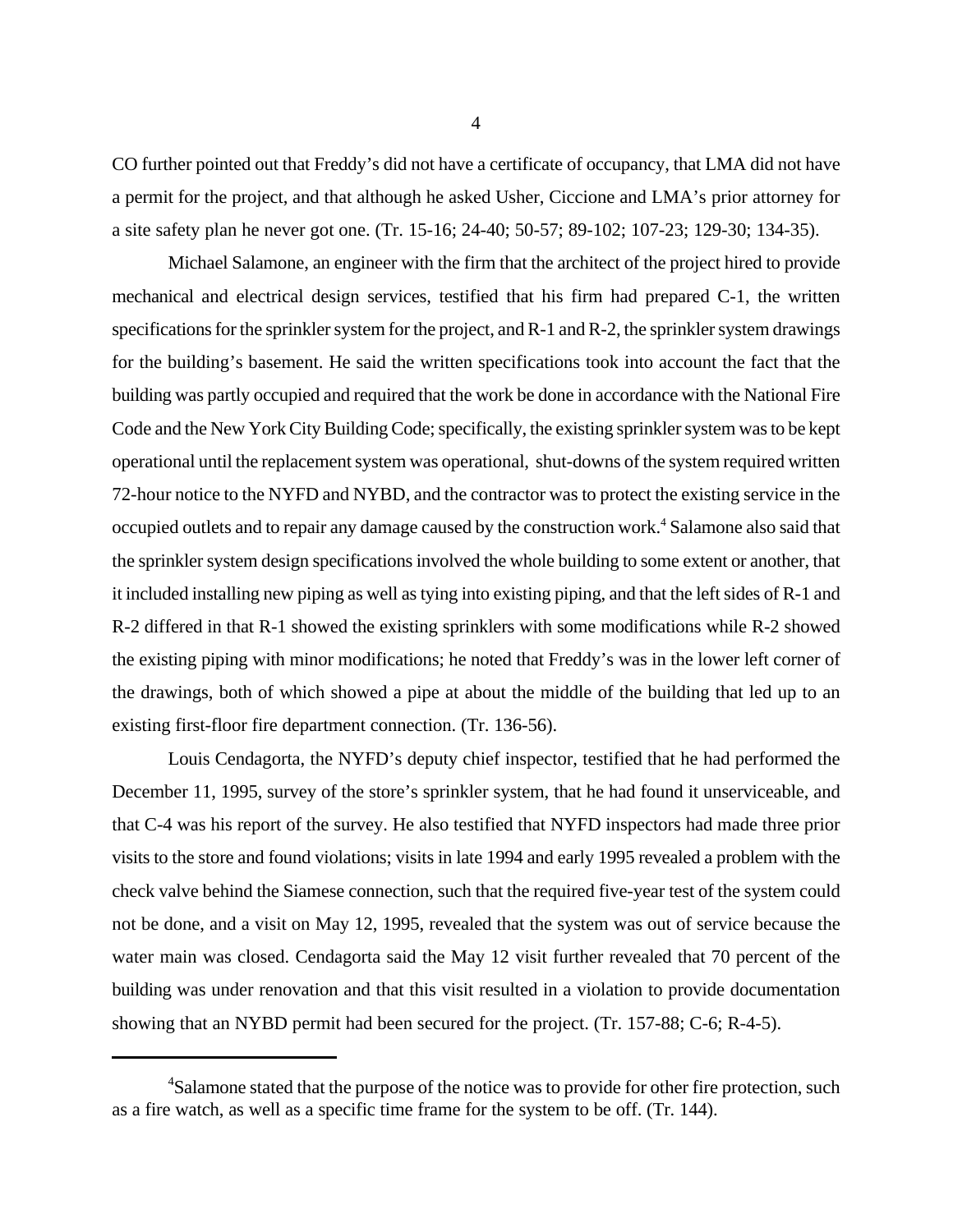CO further pointed out that Freddy's did not have a certificate of occupancy, that LMA did not have a permit for the project, and that although he asked Usher, Ciccione and LMA's prior attorney for a site safety plan he never got one. (Tr. 15-16; 24-40; 50-57; 89-102; 107-23; 129-30; 134-35).

Michael Salamone, an engineer with the firm that the architect of the project hired to provide mechanical and electrical design services, testified that his firm had prepared C-1, the written specifications for the sprinkler system for the project, and R-1 and R-2, the sprinkler system drawings for the building's basement. He said the written specifications took into account the fact that the building was partly occupied and required that the work be done in accordance with the National Fire Code and the New York City Building Code; specifically, the existing sprinkler system was to be kept operational until the replacement system was operational, shut-downs of the system required written 72-hour notice to the NYFD and NYBD, and the contractor was to protect the existing service in the occupied outlets and to repair any damage caused by the construction work.[4] Salamone also said that the sprinkler system design specifications involved the whole building to some extent or another, that it included installing new piping as well as tying into existing piping, and that the left sides of R-1 and R-2 differed in that R-1 showed the existing sprinklers with some modifications while R-2 showed the existing piping with minor modifications; he noted that Freddy's was in the lower left corner of the drawings, both of which showed a pipe at about the middle of the building that led up to an existing first-floor fire department connection. (Tr. 136-56).

Louis Cendagorta, the NYFD's deputy chief inspector, testified that he had performed the December 11, 1995, survey of the store's sprinkler system, that he had found it unserviceable, and that C-4 was his report of the survey. He also testified that NYFD inspectors had made three prior visits to the store and found violations; visits in late 1994 and early 1995 revealed a problem with the check valve behind the Siamese connection, such that the required five-year test of the system could not be done, and a visit on May 12, 1995, revealed that the system was out of service because the water main was closed. Cendagorta said the May 12 visit further revealed that 70 percent of the building was under renovation and that this visit resulted in a violation to provide documentation showing that an NYBD permit had been secured for the project. (Tr. 157-88; C-6; R-4-5).

---

[4]Salamone stated that the purpose of the notice was to provide for other fire protection, such as a fire watch, as well as a specific time frame for the system to be off. (Tr. 144).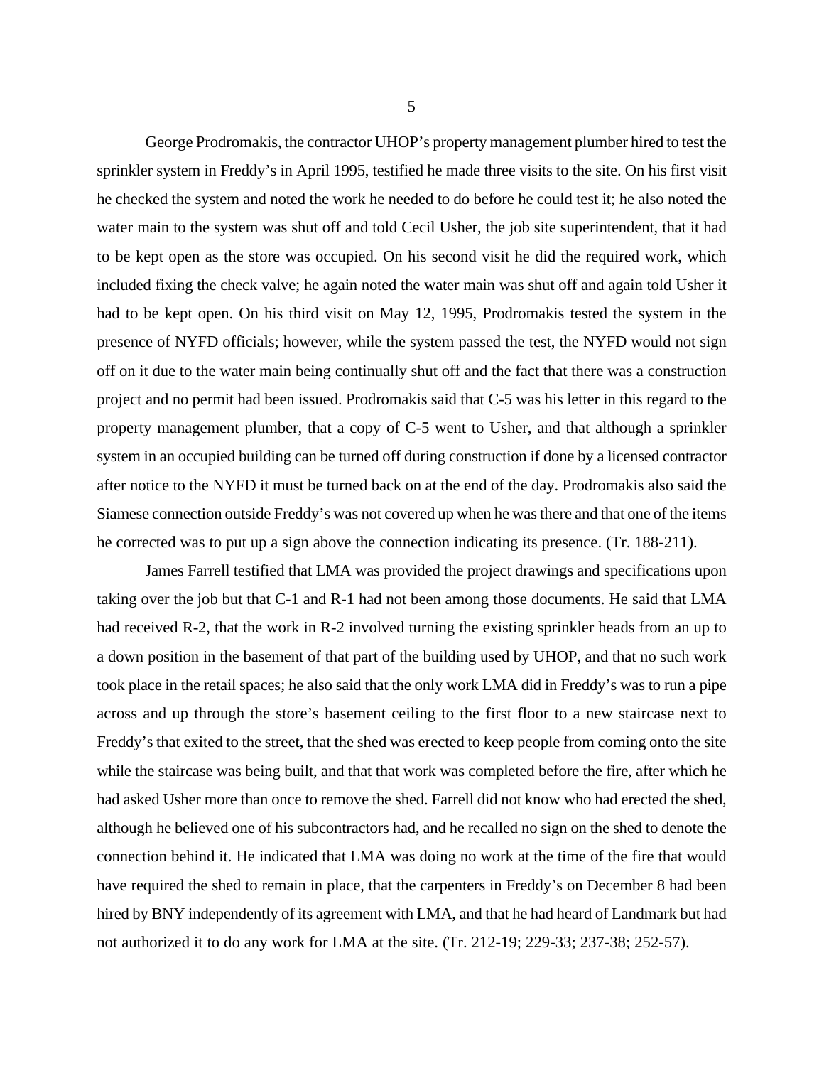George Prodromakis, the contractor UHOP's property management plumber hired to test the sprinkler system in Freddy's in April 1995, testified he made three visits to the site. On his first visit he checked the system and noted the work he needed to do before he could test it; he also noted the water main to the system was shut off and told Cecil Usher, the job site superintendent, that it had to be kept open as the store was occupied. On his second visit he did the required work, which included fixing the check valve; he again noted the water main was shut off and again told Usher it had to be kept open. On his third visit on May 12, 1995, Prodromakis tested the system in the presence of NYFD officials; however, while the system passed the test, the NYFD would not sign off on it due to the water main being continually shut off and the fact that there was a construction project and no permit had been issued. Prodromakis said that C-5 was his letter in this regard to the property management plumber, that a copy of C-5 went to Usher, and that although a sprinkler system in an occupied building can be turned off during construction if done by a licensed contractor after notice to the NYFD it must be turned back on at the end of the day. Prodromakis also said the Siamese connection outside Freddy's was not covered up when he was there and that one of the items he corrected was to put up a sign above the connection indicating its presence. (Tr. 188-211).

James Farrell testified that LMA was provided the project drawings and specifications upon taking over the job but that C-1 and R-1 had not been among those documents. He said that LMA had received R-2, that the work in R-2 involved turning the existing sprinkler heads from an up to a down position in the basement of that part of the building used by UHOP, and that no such work took place in the retail spaces; he also said that the only work LMA did in Freddy's was to run a pipe across and up through the store's basement ceiling to the first floor to a new staircase next to Freddy's that exited to the street, that the shed was erected to keep people from coming onto the site while the staircase was being built, and that that work was completed before the fire, after which he had asked Usher more than once to remove the shed. Farrell did not know who had erected the shed, although he believed one of his subcontractors had, and he recalled no sign on the shed to denote the connection behind it. He indicated that LMA was doing no work at the time of the fire that would have required the shed to remain in place, that the carpenters in Freddy's on December 8 had been hired by BNY independently of its agreement with LMA, and that he had heard of Landmark but had not authorized it to do any work for LMA at the site. (Tr. 212-19; 229-33; 237-38; 252-57).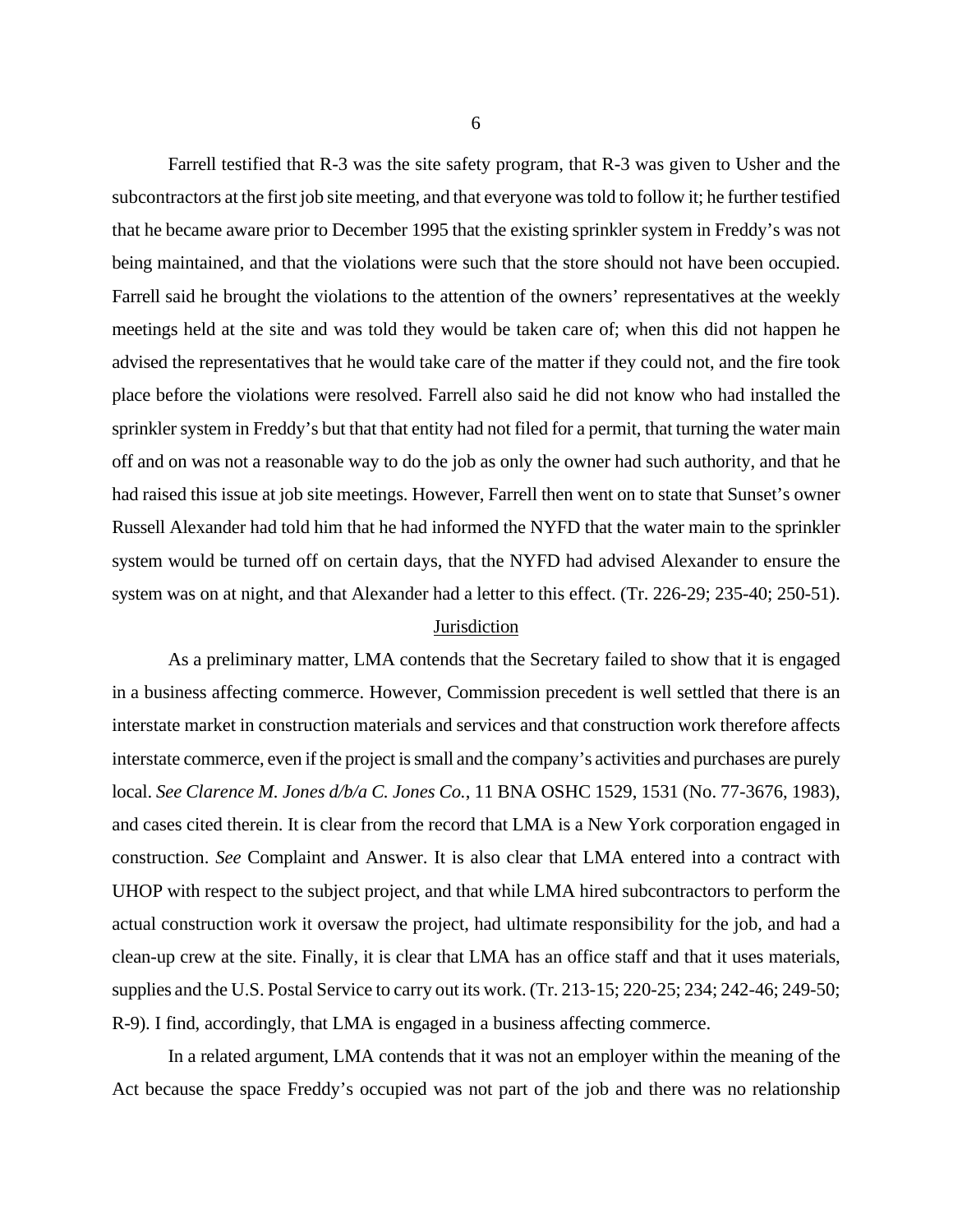Farrell testified that R-3 was the site safety program, that R-3 was given to Usher and the subcontractors at the first job site meeting, and that everyone was told to follow it; he further testified that he became aware prior to December 1995 that the existing sprinkler system in Freddy's was not being maintained, and that the violations were such that the store should not have been occupied. Farrell said he brought the violations to the attention of the owners' representatives at the weekly meetings held at the site and was told they would be taken care of; when this did not happen he advised the representatives that he would take care of the matter if they could not, and the fire took place before the violations were resolved. Farrell also said he did not know who had installed the sprinkler system in Freddy's but that that entity had not filed for a permit, that turning the water main off and on was not a reasonable way to do the job as only the owner had such authority, and that he had raised this issue at job site meetings. However, Farrell then went on to state that Sunset's owner Russell Alexander had told him that he had informed the NYFD that the water main to the sprinkler system would be turned off on certain days, that the NYFD had advised Alexander to ensure the system was on at night, and that Alexander had a letter to this effect. (Tr. 226-29; 235-40; 250-51).

## Jurisdiction

As a preliminary matter, LMA contends that the Secretary failed to show that it is engaged in a business affecting commerce. However, Commission precedent is well settled that there is an interstate market in construction materials and services and that construction work therefore affects interstate commerce, even if the project is small and the company's activities and purchases are purely local. *See Clarence M. Jones d/b/a C. Jones Co.*, 11 BNA OSHC 1529, 1531 (No. 77-3676, 1983), and cases cited therein. It is clear from the record that LMA is a New York corporation engaged in construction. *See* Complaint and Answer. It is also clear that LMA entered into a contract with UHOP with respect to the subject project, and that while LMA hired subcontractors to perform the actual construction work it oversaw the project, had ultimate responsibility for the job, and had a clean-up crew at the site. Finally, it is clear that LMA has an office staff and that it uses materials, supplies and the U.S. Postal Service to carry out its work. (Tr. 213-15; 220-25; 234; 242-46; 249-50; R-9). I find, accordingly, that LMA is engaged in a business affecting commerce.

In a related argument, LMA contends that it was not an employer within the meaning of the Act because the space Freddy's occupied was not part of the job and there was no relationship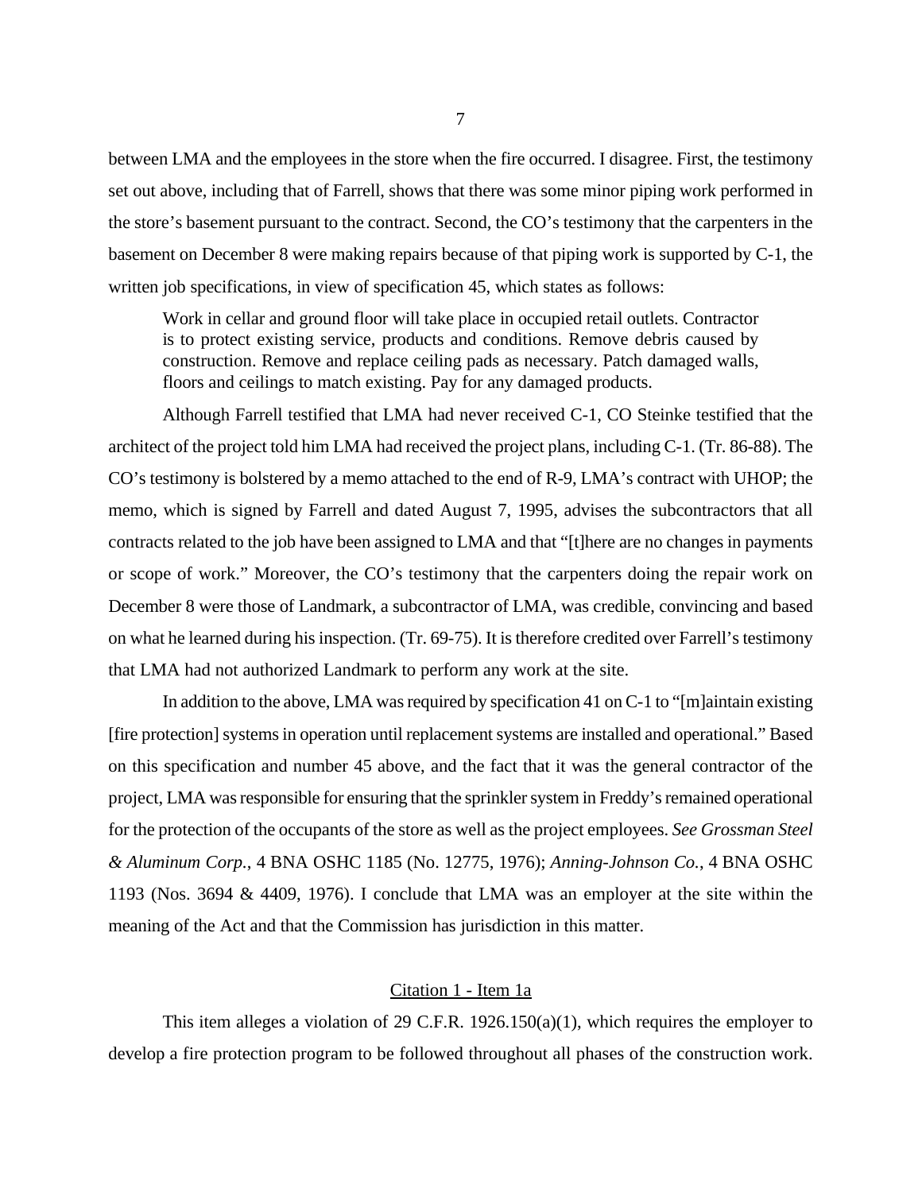between LMA and the employees in the store when the fire occurred. I disagree. First, the testimony set out above, including that of Farrell, shows that there was some minor piping work performed in the store's basement pursuant to the contract. Second, the CO's testimony that the carpenters in the basement on December 8 were making repairs because of that piping work is supported by C-1, the written job specifications, in view of specification 45, which states as follows:

> Work in cellar and ground floor will take place in occupied retail outlets. Contractor is to protect existing service, products and conditions. Remove debris caused by construction. Remove and replace ceiling pads as necessary. Patch damaged walls, floors and ceilings to match existing. Pay for any damaged products.

Although Farrell testified that LMA had never received C-1, CO Steinke testified that the architect of the project told him LMA had received the project plans, including C-1. (Tr. 86-88). The CO's testimony is bolstered by a memo attached to the end of R-9, LMA's contract with UHOP; the memo, which is signed by Farrell and dated August 7, 1995, advises the subcontractors that all contracts related to the job have been assigned to LMA and that "[t]here are no changes in payments or scope of work." Moreover, the CO's testimony that the carpenters doing the repair work on December 8 were those of Landmark, a subcontractor of LMA, was credible, convincing and based on what he learned during his inspection. (Tr. 69-75). It is therefore credited over Farrell's testimony that LMA had not authorized Landmark to perform any work at the site.

In addition to the above, LMA was required by specification 41 on C-1 to "[m]aintain existing [fire protection] systems in operation until replacement systems are installed and operational." Based on this specification and number 45 above, and the fact that it was the general contractor of the project, LMA was responsible for ensuring that the sprinkler system in Freddy's remained operational for the protection of the occupants of the store as well as the project employees. *See Grossman Steel & Aluminum Corp.*, 4 BNA OSHC 1185 (No. 12775, 1976); *Anning-Johnson Co.*, 4 BNA OSHC 1193 (Nos. 3694 & 4409, 1976). I conclude that LMA was an employer at the site within the meaning of the Act and that the Commission has jurisdiction in this matter.

## Citation 1 - Item 1a

This item alleges a violation of 29 C.F.R. 1926.150(a)(1), which requires the employer to develop a fire protection program to be followed throughout all phases of the construction work.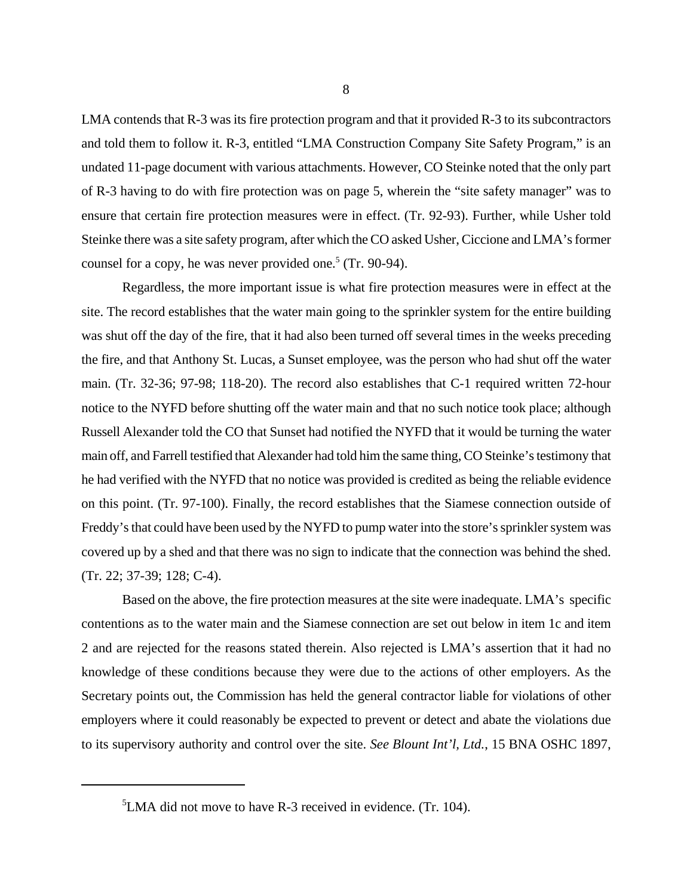LMA contends that R-3 was its fire protection program and that it provided R-3 to its subcontractors and told them to follow it. R-3, entitled "LMA Construction Company Site Safety Program," is an undated 11-page document with various attachments. However, CO Steinke noted that the only part of R-3 having to do with fire protection was on page 5, wherein the "site safety manager" was to ensure that certain fire protection measures were in effect. (Tr. 92-93). Further, while Usher told Steinke there was a site safety program, after which the CO asked Usher, Ciccione and LMA's former counsel for a copy, he was never provided one.[5] (Tr. 90-94).

Regardless, the more important issue is what fire protection measures were in effect at the site. The record establishes that the water main going to the sprinkler system for the entire building was shut off the day of the fire, that it had also been turned off several times in the weeks preceding the fire, and that Anthony St. Lucas, a Sunset employee, was the person who had shut off the water main. (Tr. 32-36; 97-98; 118-20). The record also establishes that C-1 required written 72-hour notice to the NYFD before shutting off the water main and that no such notice took place; although Russell Alexander told the CO that Sunset had notified the NYFD that it would be turning the water main off, and Farrell testified that Alexander had told him the same thing, CO Steinke's testimony that he had verified with the NYFD that no notice was provided is credited as being the reliable evidence on this point. (Tr. 97-100). Finally, the record establishes that the Siamese connection outside of Freddy's that could have been used by the NYFD to pump water into the store's sprinkler system was covered up by a shed and that there was no sign to indicate that the connection was behind the shed. (Tr. 22; 37-39; 128; C-4).

Based on the above, the fire protection measures at the site were inadequate. LMA's specific contentions as to the water main and the Siamese connection are set out below in item 1c and item 2 and are rejected for the reasons stated therein. Also rejected is LMA's assertion that it had no knowledge of these conditions because they were due to the actions of other employers. As the Secretary points out, the Commission has held the general contractor liable for violations of other employers where it could reasonably be expected to prevent or detect and abate the violations due to its supervisory authority and control over the site. *See Blount Int'l, Ltd.*, 15 BNA OSHC 1897,

---

[5]LMA did not move to have R-3 received in evidence. (Tr. 104).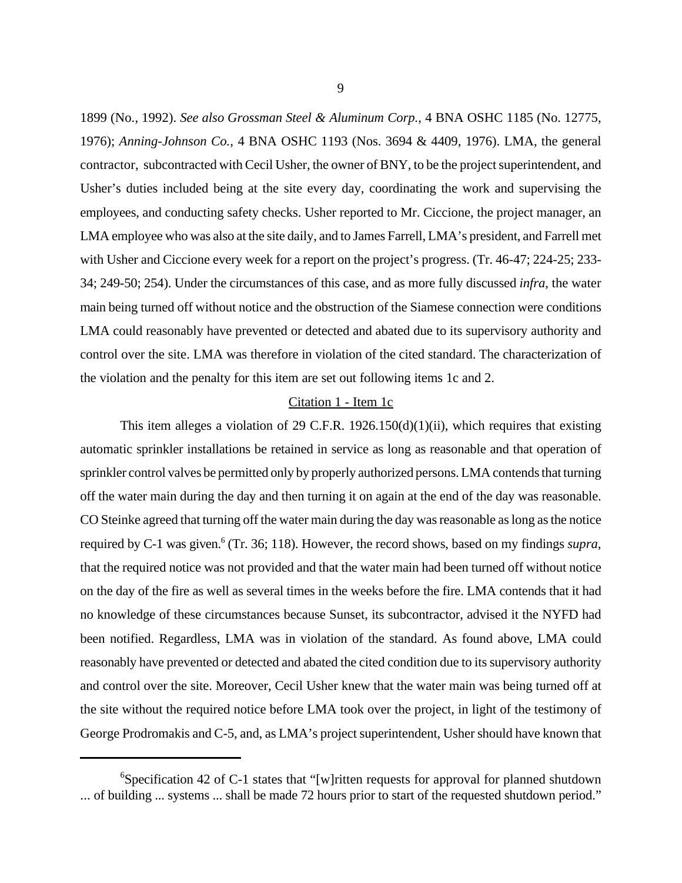1899 (No., 1992). *See also Grossman Steel & Aluminum Corp.*, 4 BNA OSHC 1185 (No. 12775, 1976); *Anning-Johnson Co.*, 4 BNA OSHC 1193 (Nos. 3694 & 4409, 1976). LMA, the general contractor, subcontracted with Cecil Usher, the owner of BNY, to be the project superintendent, and Usher's duties included being at the site every day, coordinating the work and supervising the employees, and conducting safety checks. Usher reported to Mr. Ciccione, the project manager, an LMA employee who was also at the site daily, and to James Farrell, LMA's president, and Farrell met with Usher and Ciccione every week for a report on the project's progress. (Tr. 46-47; 224-25; 233-34; 249-50; 254). Under the circumstances of this case, and as more fully discussed *infra*, the water main being turned off without notice and the obstruction of the Siamese connection were conditions LMA could reasonably have prevented or detected and abated due to its supervisory authority and control over the site. LMA was therefore in violation of the cited standard. The characterization of the violation and the penalty for this item are set out following items 1c and 2.

## Citation 1 - Item 1c

This item alleges a violation of 29 C.F.R. 1926.150(d)(1)(ii), which requires that existing automatic sprinkler installations be retained in service as long as reasonable and that operation of sprinkler control valves be permitted only by properly authorized persons. LMA contends that turning off the water main during the day and then turning it on again at the end of the day was reasonable. CO Steinke agreed that turning off the water main during the day was reasonable as long as the notice required by C-1 was given.[6] (Tr. 36; 118). However, the record shows, based on my findings *supra*, that the required notice was not provided and that the water main had been turned off without notice on the day of the fire as well as several times in the weeks before the fire. LMA contends that it had no knowledge of these circumstances because Sunset, its subcontractor, advised it the NYFD had been notified. Regardless, LMA was in violation of the standard. As found above, LMA could reasonably have prevented or detected and abated the cited condition due to its supervisory authority and control over the site. Moreover, Cecil Usher knew that the water main was being turned off at the site without the required notice before LMA took over the project, in light of the testimony of George Prodromakis and C-5, and, as LMA's project superintendent, Usher should have known that

---

[6]Specification 42 of C-1 states that "[w]ritten requests for approval for planned shutdown ... of building ... systems ... shall be made 72 hours prior to start of the requested shutdown period."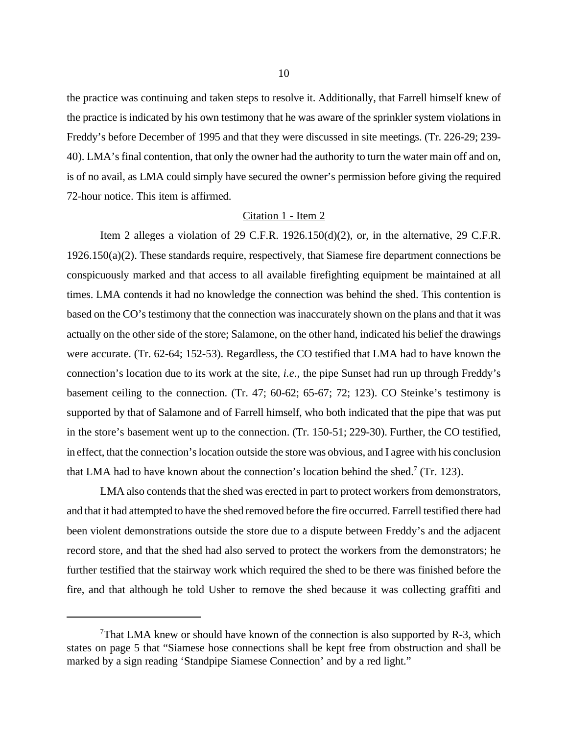the practice was continuing and taken steps to resolve it. Additionally, that Farrell himself knew of the practice is indicated by his own testimony that he was aware of the sprinkler system violations in Freddy's before December of 1995 and that they were discussed in site meetings. (Tr. 226-29; 239-40). LMA's final contention, that only the owner had the authority to turn the water main off and on, is of no avail, as LMA could simply have secured the owner's permission before giving the required 72-hour notice. This item is affirmed.

<u>Citation 1 - Item 2</u>

Item 2 alleges a violation of 29 C.F.R. 1926.150(d)(2), or, in the alternative, 29 C.F.R. 1926.150(a)(2). These standards require, respectively, that Siamese fire department connections be conspicuously marked and that access to all available firefighting equipment be maintained at all times. LMA contends it had no knowledge the connection was behind the shed. This contention is based on the CO's testimony that the connection was inaccurately shown on the plans and that it was actually on the other side of the store; Salamone, on the other hand, indicated his belief the drawings were accurate. (Tr. 62-64; 152-53). Regardless, the CO testified that LMA had to have known the connection's location due to its work at the site, *i.e.*, the pipe Sunset had run up through Freddy's basement ceiling to the connection. (Tr. 47; 60-62; 65-67; 72; 123). CO Steinke's testimony is supported by that of Salamone and of Farrell himself, who both indicated that the pipe that was put in the store's basement went up to the connection. (Tr. 150-51; 229-30). Further, the CO testified, in effect, that the connection's location outside the store was obvious, and I agree with his conclusion that LMA had to have known about the connection's location behind the shed.[7] (Tr. 123).

LMA also contends that the shed was erected in part to protect workers from demonstrators, and that it had attempted to have the shed removed before the fire occurred. Farrell testified there had been violent demonstrations outside the store due to a dispute between Freddy's and the adjacent record store, and that the shed had also served to protect the workers from the demonstrators; he further testified that the stairway work which required the shed to be there was finished before the fire, and that although he told Usher to remove the shed because it was collecting graffiti and

---

[7]That LMA knew or should have known of the connection is also supported by R-3, which states on page 5 that "Siamese hose connections shall be kept free from obstruction and shall be marked by a sign reading 'Standpipe Siamese Connection' and by a red light."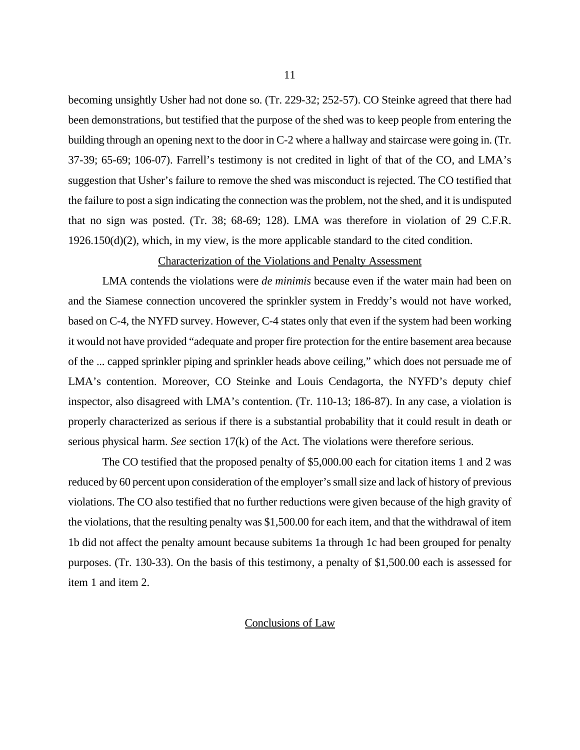becoming unsightly Usher had not done so. (Tr. 229-32; 252-57). CO Steinke agreed that there had been demonstrations, but testified that the purpose of the shed was to keep people from entering the building through an opening next to the door in C-2 where a hallway and staircase were going in. (Tr. 37-39; 65-69; 106-07). Farrell's testimony is not credited in light of that of the CO, and LMA's suggestion that Usher's failure to remove the shed was misconduct is rejected. The CO testified that the failure to post a sign indicating the connection was the problem, not the shed, and it is undisputed that no sign was posted. (Tr. 38; 68-69; 128). LMA was therefore in violation of 29 C.F.R. 1926.150(d)(2), which, in my view, is the more applicable standard to the cited condition.

## Characterization of the Violations and Penalty Assessment

LMA contends the violations were *de minimis* because even if the water main had been on and the Siamese connection uncovered the sprinkler system in Freddy's would not have worked, based on C-4, the NYFD survey. However, C-4 states only that even if the system had been working it would not have provided "adequate and proper fire protection for the entire basement area because of the ... capped sprinkler piping and sprinkler heads above ceiling," which does not persuade me of LMA's contention. Moreover, CO Steinke and Louis Cendagorta, the NYFD's deputy chief inspector, also disagreed with LMA's contention. (Tr. 110-13; 186-87). In any case, a violation is properly characterized as serious if there is a substantial probability that it could result in death or serious physical harm. *See* section 17(k) of the Act. The violations were therefore serious.

The CO testified that the proposed penalty of $5,000.00 each for citation items 1 and 2 was reduced by 60 percent upon consideration of the employer's small size and lack of history of previous violations. The CO also testified that no further reductions were given because of the high gravity of the violations, that the resulting penalty was $1,500.00 for each item, and that the withdrawal of item 1b did not affect the penalty amount because subitems 1a through 1c had been grouped for penalty purposes. (Tr. 130-33). On the basis of this testimony, a penalty of $1,500.00 each is assessed for item 1 and item 2.

## Conclusions of Law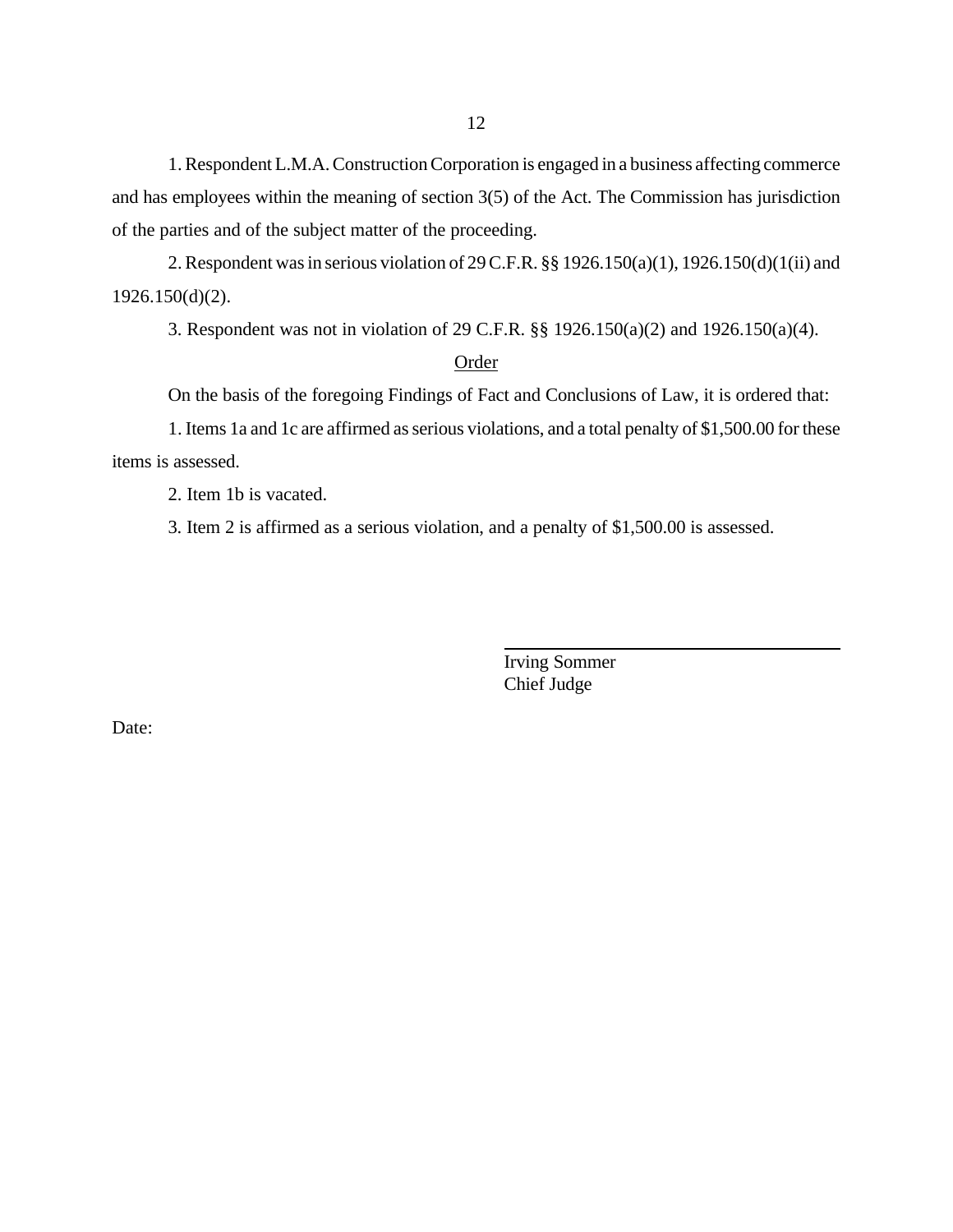1. Respondent L.M.A. Construction Corporation is engaged in a business affecting commerce and has employees within the meaning of section 3(5) of the Act. The Commission has jurisdiction of the parties and of the subject matter of the proceeding.

2. Respondent was in serious violation of 29 C.F.R. §§ 1926.150(a)(1), 1926.150(d)(1(ii) and 1926.150(d)(2).

3. Respondent was not in violation of 29 C.F.R. §§ 1926.150(a)(2) and 1926.150(a)(4).

<u>Order</u>

On the basis of the foregoing Findings of Fact and Conclusions of Law, it is ordered that:

1. Items 1a and 1c are affirmed as serious violations, and a total penalty of $1,500.00 for these items is assessed.

2. Item 1b is vacated.

3. Item 2 is affirmed as a serious violation, and a penalty of $1,500.00 is assessed.

Irving Sommer
Chief Judge

Date: